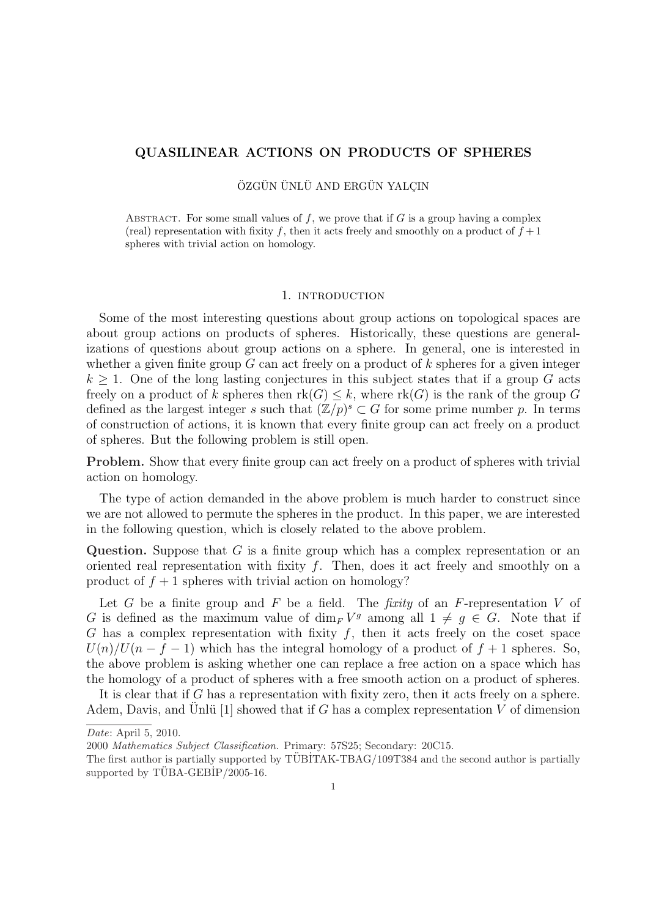# QUASILINEAR ACTIONS ON PRODUCTS OF SPHERES

ÖZGÜN ÜNLÜ AND ERGÜN YALÇIN

Abstract. For some small values of $f$, we prove that if $G$ is a group having a complex (real) representation with fixity $f$, then it acts freely and smoothly on a product of $f+1$ spheres with trivial action on homology.

## 1. introduction

Some of the most interesting questions about group actions on topological spaces are about group actions on products of spheres. Historically, these questions are generalizations of questions about group actions on a sphere. In general, one is interested in whether a given finite group $G$ can act freely on a product of $k$ spheres for a given integer $k \geq 1$. One of the long lasting conjectures in this subject states that if a group $G$ acts freely on a product of $k$ spheres then $\mathrm{rk}(G) \leq k$, where $\mathrm{rk}(G)$ is the rank of the group $G$ defined as the largest integer $s$ such that $(\mathbb{Z}/p)^s \subset G$ for some prime number $p$. In terms of construction of actions, it is known that every finite group can act freely on a product of spheres. But the following problem is still open.

**Problem.** Show that every finite group can act freely on a product of spheres with trivial action on homology.

The type of action demanded in the above problem is much harder to construct since we are not allowed to permute the spheres in the product. In this paper, we are interested in the following question, which is closely related to the above problem.

**Question.** Suppose that $G$ is a finite group which has a complex representation or an oriented real representation with fixity $f$. Then, does it act freely and smoothly on a product of $f+1$ spheres with trivial action on homology?

Let $G$ be a finite group and $F$ be a field. The *fixity* of an $F$-representation $V$ of $G$ is defined as the maximum value of $\dim_F V^g$ among all $1 \neq g \in G$. Note that if $G$ has a complex representation with fixity $f$, then it acts freely on the coset space $U(n)/U(n-f-1)$ which has the integral homology of a product of $f+1$ spheres. So, the above problem is asking whether one can replace a free action on a space which has the homology of a product of spheres with a free smooth action on a product of spheres.

It is clear that if $G$ has a representation with fixity zero, then it acts freely on a sphere. Adem, Davis, and Ünlü [1] showed that if $G$ has a complex representation $V$ of dimension

*Date*: April 5, 2010.

2000 *Mathematics Subject Classification.* Primary: 57S25; Secondary: 20C15.

The first author is partially supported by TÜBİTAK-TBAG/109T384 and the second author is partially supported by TÜBA-GEBİP/2005-16.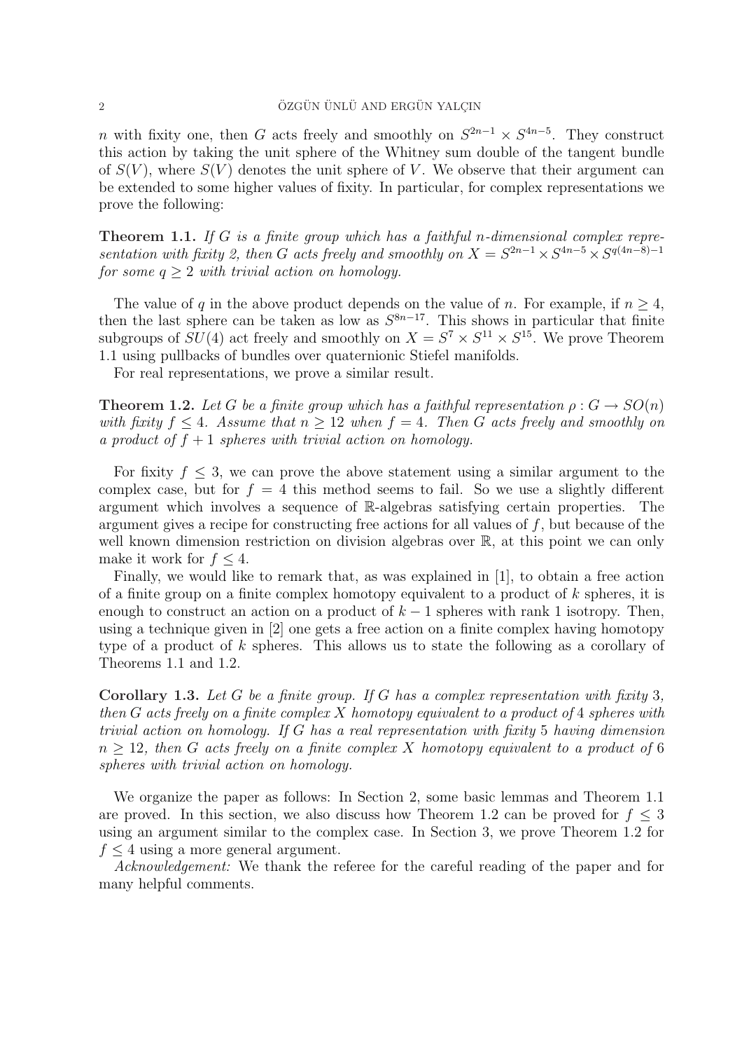$n$ with fixity one, then $G$ acts freely and smoothly on $S^{2n-1} \times S^{4n-5}$. They construct this action by taking the unit sphere of the Whitney sum double of the tangent bundle of $S(V)$, where $S(V)$ denotes the unit sphere of $V$. We observe that their argument can be extended to some higher values of fixity. In particular, for complex representations we prove the following:

**Theorem 1.1.** *If $G$ is a finite group which has a faithful $n$-dimensional complex representation with fixity 2, then $G$ acts freely and smoothly on $X = S^{2n-1} \times S^{4n-5} \times S^{q(4n-8)-1}$ for some $q \geq 2$ with trivial action on homology.*

The value of $q$ in the above product depends on the value of $n$. For example, if $n \geq 4$, then the last sphere can be taken as low as $S^{8n-17}$. This shows in particular that finite subgroups of $SU(4)$ act freely and smoothly on $X = S^7 \times S^{11} \times S^{15}$. We prove Theorem 1.1 using pullbacks of bundles over quaternionic Stiefel manifolds.

For real representations, we prove a similar result.

**Theorem 1.2.** *Let $G$ be a finite group which has a faithful representation $\rho : G \to SO(n)$ with fixity $f \leq 4$. Assume that $n \geq 12$ when $f = 4$. Then $G$ acts freely and smoothly on a product of $f + 1$ spheres with trivial action on homology.*

For fixity $f \leq 3$, we can prove the above statement using a similar argument to the complex case, but for $f = 4$ this method seems to fail. So we use a slightly different argument which involves a sequence of $\mathbb{R}$-algebras satisfying certain properties. The argument gives a recipe for constructing free actions for all values of $f$, but because of the well known dimension restriction on division algebras over $\mathbb{R}$, at this point we can only make it work for $f \leq 4$.

Finally, we would like to remark that, as was explained in [1], to obtain a free action of a finite group on a finite complex homotopy equivalent to a product of $k$ spheres, it is enough to construct an action on a product of $k - 1$ spheres with rank 1 isotropy. Then, using a technique given in [2] one gets a free action on a finite complex having homotopy type of a product of $k$ spheres. This allows us to state the following as a corollary of Theorems 1.1 and 1.2.

**Corollary 1.3.** *Let $G$ be a finite group. If $G$ has a complex representation with fixity 3, then $G$ acts freely on a finite complex $X$ homotopy equivalent to a product of 4 spheres with trivial action on homology. If $G$ has a real representation with fixity 5 having dimension $n \geq 12$, then $G$ acts freely on a finite complex $X$ homotopy equivalent to a product of 6 spheres with trivial action on homology.*

We organize the paper as follows: In Section 2, some basic lemmas and Theorem 1.1 are proved. In this section, we also discuss how Theorem 1.2 can be proved for $f \leq 3$ using an argument similar to the complex case. In Section 3, we prove Theorem 1.2 for $f \leq 4$ using a more general argument.

*Acknowledgement:* We thank the referee for the careful reading of the paper and for many helpful comments.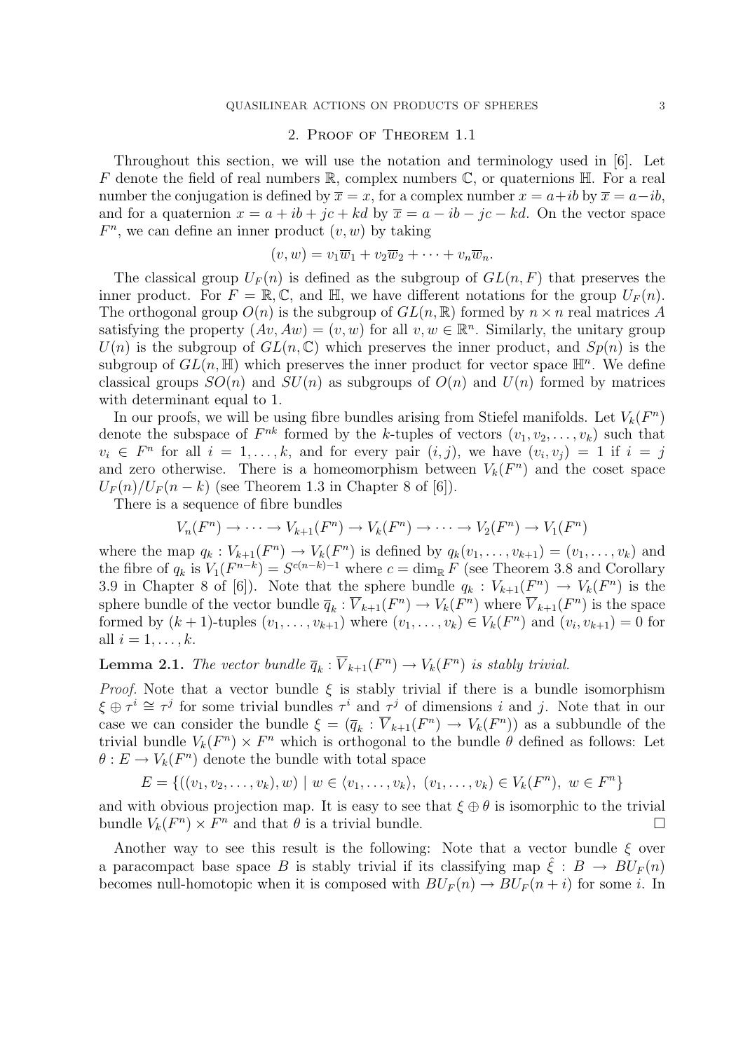## 2. Proof of Theorem 1.1

Throughout this section, we will use the notation and terminology used in [6]. Let $F$ denote the field of real numbers $\mathbb{R}$, complex numbers $\mathbb{C}$, or quaternions $\mathbb{H}$. For a real number the conjugation is defined by $\overline{x} = x$, for a complex number $x = a+ib$ by $\overline{x} = a-ib$, and for a quaternion $x = a + ib + jc + kd$ by $\overline{x} = a - ib - jc - kd$. On the vector space $F^n$, we can define an inner product $(v, w)$ by taking

$$(v, w) = v_1\overline{w}_1 + v_2\overline{w}_2 + \cdots + v_n\overline{w}_n.$$

The classical group $U_F(n)$ is defined as the subgroup of $GL(n, F)$ that preserves the inner product. For $F = \mathbb{R}, \mathbb{C}$, and $\mathbb{H}$, we have different notations for the group $U_F(n)$. The orthogonal group $O(n)$ is the subgroup of $GL(n, \mathbb{R})$ formed by $n \times n$ real matrices $A$ satisfying the property $(Av, Aw) = (v, w)$ for all $v, w \in \mathbb{R}^n$. Similarly, the unitary group $U(n)$ is the subgroup of $GL(n, \mathbb{C})$ which preserves the inner product, and $Sp(n)$ is the subgroup of $GL(n, \mathbb{H})$ which preserves the inner product for vector space $\mathbb{H}^n$. We define classical groups $SO(n)$ and $SU(n)$ as subgroups of $O(n)$ and $U(n)$ formed by matrices with determinant equal to 1.

In our proofs, we will be using fibre bundles arising from Stiefel manifolds. Let $V_k(F^n)$ denote the subspace of $F^{nk}$ formed by the $k$-tuples of vectors $(v_1, v_2, \ldots, v_k)$ such that $v_i \in F^n$ for all $i = 1, \ldots, k$, and for every pair $(i, j)$, we have $(v_i, v_j) = 1$ if $i = j$ and zero otherwise. There is a homeomorphism between $V_k(F^n)$ and the coset space $U_F(n)/U_F(n-k)$ (see Theorem 1.3 in Chapter 8 of [6]).

There is a sequence of fibre bundles

$$V_n(F^n) \to \cdots \to V_{k+1}(F^n) \to V_k(F^n) \to \cdots \to V_2(F^n) \to V_1(F^n)$$

where the map $q_k : V_{k+1}(F^n) \to V_k(F^n)$ is defined by $q_k(v_1, \ldots, v_{k+1}) = (v_1, \ldots, v_k)$ and the fibre of $q_k$ is $V_1(F^{n-k}) = S^{c(n-k)-1}$ where $c = \dim_{\mathbb{R}} F$ (see Theorem 3.8 and Corollary 3.9 in Chapter 8 of [6]). Note that the sphere bundle $q_k : V_{k+1}(F^n) \to V_k(F^n)$ is the sphere bundle of the vector bundle $\overline{q}_k : \overline{V}_{k+1}(F^n) \to V_k(F^n)$ where $\overline{V}_{k+1}(F^n)$ is the space formed by $(k+1)$-tuples $(v_1, \ldots, v_{k+1})$ where $(v_1, \ldots, v_k) \in V_k(F^n)$ and $(v_i, v_{k+1}) = 0$ for all $i = 1, \ldots, k$.

**Lemma 2.1.** *The vector bundle $\overline{q}_k : \overline{V}_{k+1}(F^n) \to V_k(F^n)$ is stably trivial.*

*Proof.* Note that a vector bundle $\xi$ is stably trivial if there is a bundle isomorphism $\xi \oplus \tau^i \cong \tau^j$ for some trivial bundles $\tau^i$ and $\tau^j$ of dimensions $i$ and $j$. Note that in our case we can consider the bundle $\xi = (\overline{q}_k : \overline{V}_{k+1}(F^n) \to V_k(F^n))$ as a subbundle of the trivial bundle $V_k(F^n) \times F^n$ which is orthogonal to the bundle $\theta$ defined as follows: Let $\theta : E \to V_k(F^n)$ denote the bundle with total space

$$E = \{((v_1, v_2, \ldots, v_k), w) \mid w \in \langle v_1, \ldots, v_k \rangle,\ (v_1, \ldots, v_k) \in V_k(F^n),\ w \in F^n\}$$

and with obvious projection map. It is easy to see that $\xi \oplus \theta$ is isomorphic to the trivial bundle $V_k(F^n) \times F^n$ and that $\theta$ is a trivial bundle. □

Another way to see this result is the following: Note that a vector bundle $\xi$ over a paracompact base space $B$ is stably trivial if its classifying map $\hat{\xi} : B \to BU_F(n)$ becomes null-homotopic when it is composed with $BU_F(n) \to BU_F(n+i)$ for some $i$. In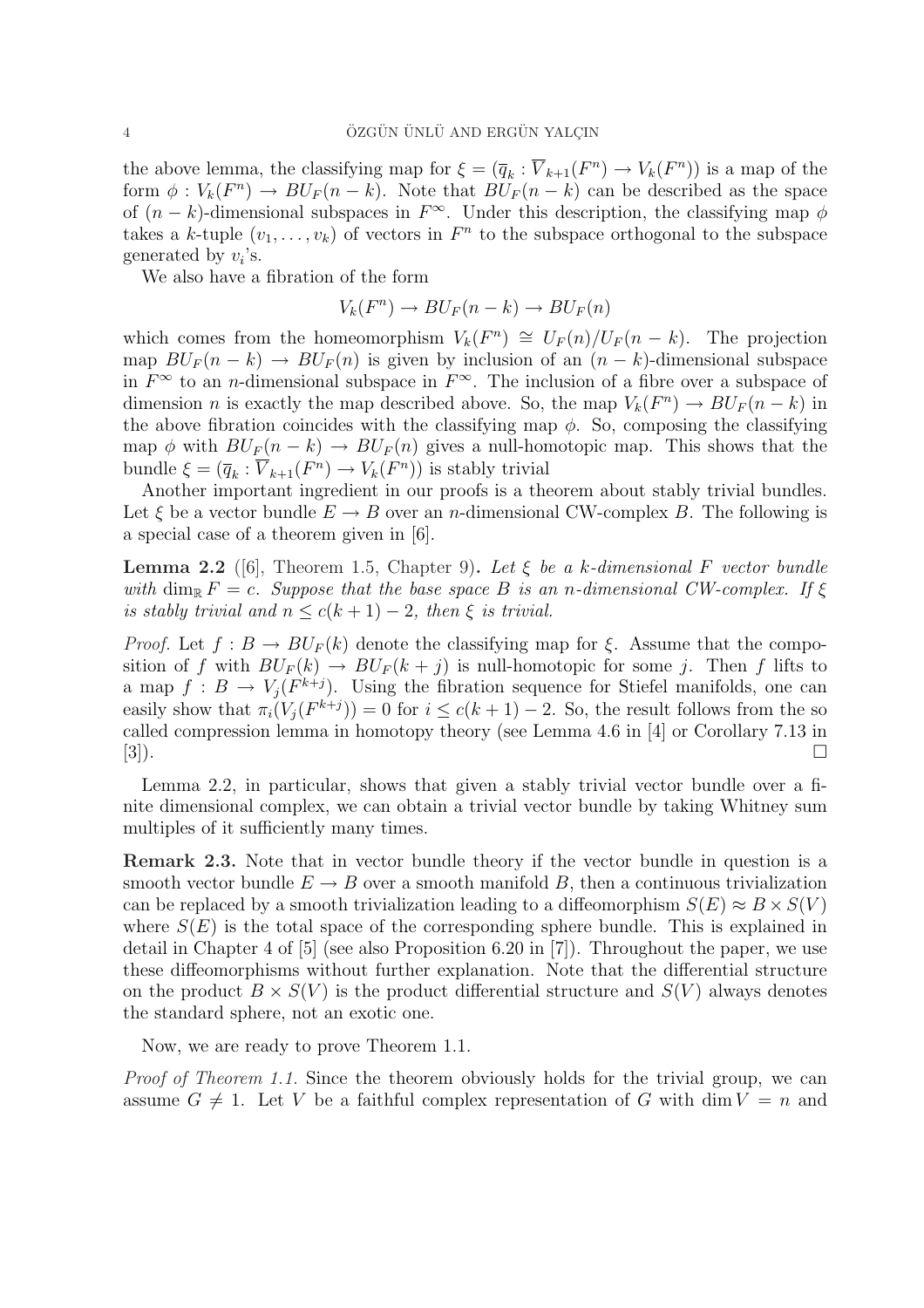the above lemma, the classifying map for $\xi = (\overline{q}_k : \overline{V}_{k+1}(F^n) \to V_k(F^n))$ is a map of the form $\phi : V_k(F^n) \to BU_F(n-k)$. Note that $BU_F(n-k)$ can be described as the space of $(n-k)$-dimensional subspaces in $F^\infty$. Under this description, the classifying map $\phi$ takes a $k$-tuple $(v_1, \dots, v_k)$ of vectors in $F^n$ to the subspace orthogonal to the subspace generated by $v_i$'s.

We also have a fibration of the form

$$V_k(F^n) \to BU_F(n-k) \to BU_F(n)$$

which comes from the homeomorphism $V_k(F^n) \cong U_F(n)/U_F(n-k)$. The projection map $BU_F(n-k) \to BU_F(n)$ is given by inclusion of an $(n-k)$-dimensional subspace in $F^\infty$ to an $n$-dimensional subspace in $F^\infty$. The inclusion of a fibre over a subspace of dimension $n$ is exactly the map described above. So, the map $V_k(F^n) \to BU_F(n-k)$ in the above fibration coincides with the classifying map $\phi$. So, composing the classifying map $\phi$ with $BU_F(n-k) \to BU_F(n)$ gives a null-homotopic map. This shows that the bundle $\xi = (\overline{q}_k : \overline{V}_{k+1}(F^n) \to V_k(F^n))$ is stably trivial

Another important ingredient in our proofs is a theorem about stably trivial bundles. Let $\xi$ be a vector bundle $E \to B$ over an $n$-dimensional CW-complex $B$. The following is a special case of a theorem given in [6].

**Lemma 2.2** ([6], Theorem 1.5, Chapter 9)**.** *Let $\xi$ be a $k$-dimensional $F$ vector bundle with $\dim_{\mathbb{R}} F = c$. Suppose that the base space $B$ is an $n$-dimensional CW-complex. If $\xi$ is stably trivial and $n \leq c(k+1) - 2$, then $\xi$ is trivial.*

*Proof.* Let $f : B \to BU_F(k)$ denote the classifying map for $\xi$. Assume that the composition of $f$ with $BU_F(k) \to BU_F(k+j)$ is null-homotopic for some $j$. Then $f$ lifts to a map $f : B \to V_j(F^{k+j})$. Using the fibration sequence for Stiefel manifolds, one can easily show that $\pi_i(V_j(F^{k+j})) = 0$ for $i \leq c(k+1) - 2$. So, the result follows from the so called compression lemma in homotopy theory (see Lemma 4.6 in [4] or Corollary 7.13 in [3]). $\square$

Lemma 2.2, in particular, shows that given a stably trivial vector bundle over a finite dimensional complex, we can obtain a trivial vector bundle by taking Whitney sum multiples of it sufficiently many times.

**Remark 2.3.** Note that in vector bundle theory if the vector bundle in question is a smooth vector bundle $E \to B$ over a smooth manifold $B$, then a continuous trivialization can be replaced by a smooth trivialization leading to a diffeomorphism $S(E) \approx B \times S(V)$ where $S(E)$ is the total space of the corresponding sphere bundle. This is explained in detail in Chapter 4 of [5] (see also Proposition 6.20 in [7]). Throughout the paper, we use these diffeomorphisms without further explanation. Note that the differential structure on the product $B \times S(V)$ is the product differential structure and $S(V)$ always denotes the standard sphere, not an exotic one.

Now, we are ready to prove Theorem 1.1.

*Proof of Theorem 1.1.* Since the theorem obviously holds for the trivial group, we can assume $G \neq 1$. Let $V$ be a faithful complex representation of $G$ with $\dim V = n$ and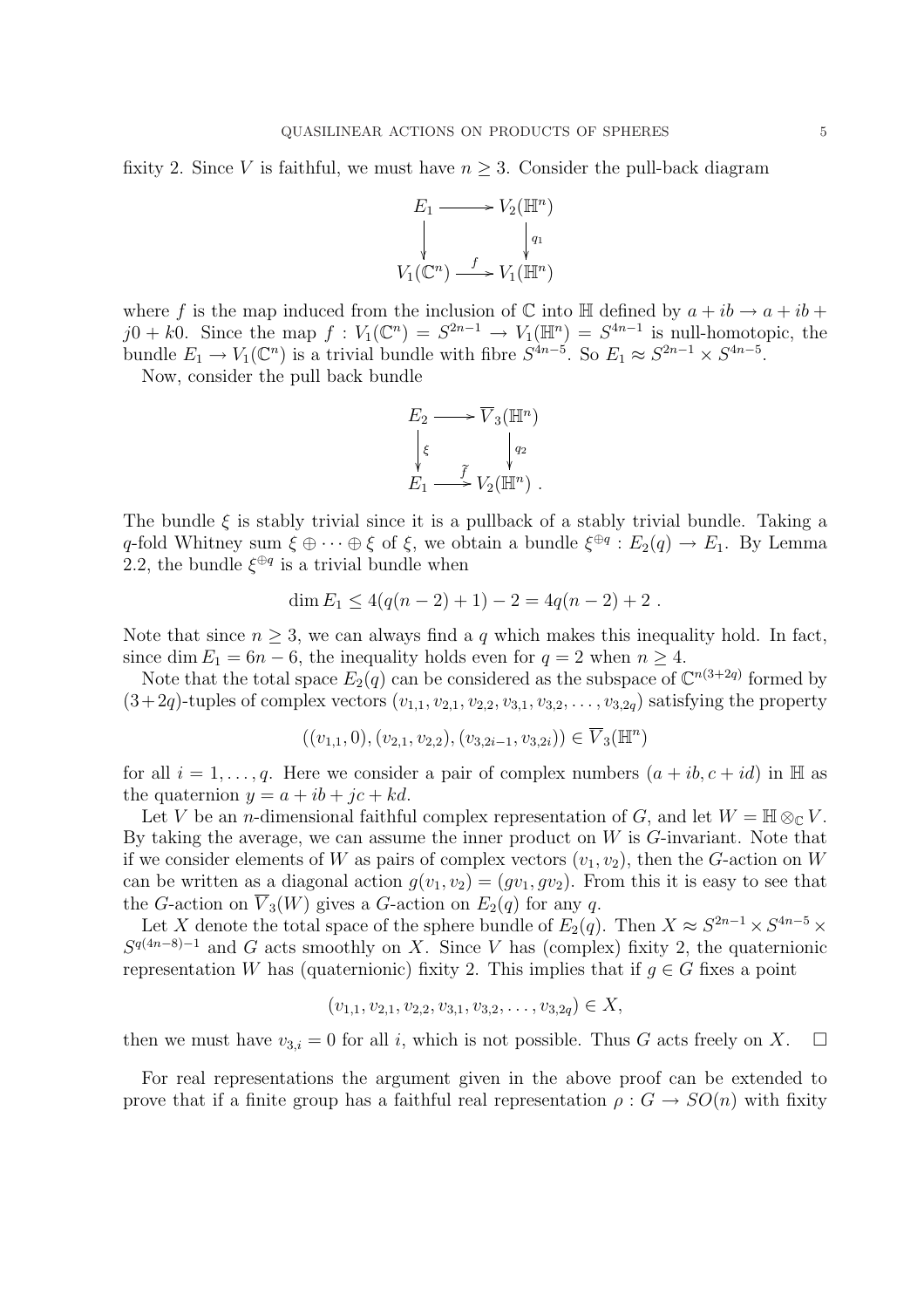fixity 2. Since $V$ is faithful, we must have $n \geq 3$. Consider the pull-back diagram

$$\begin{array}{ccc} E_1 & \longrightarrow & V_2(\mathbb{H}^n) \\ \big\downarrow & & \big\downarrow q_1 \\ V_1(\mathbb{C}^n) & \xrightarrow{\ f\ } & V_1(\mathbb{H}^n) \end{array}$$

where $f$ is the map induced from the inclusion of $\mathbb{C}$ into $\mathbb{H}$ defined by $a + ib \to a + ib + j0 + k0$. Since the map $f : V_1(\mathbb{C}^n) = S^{2n-1} \to V_1(\mathbb{H}^n) = S^{4n-1}$ is null-homotopic, the bundle $E_1 \to V_1(\mathbb{C}^n)$ is a trivial bundle with fibre $S^{4n-5}$. So $E_1 \approx S^{2n-1} \times S^{4n-5}$.

Now, consider the pull back bundle

$$\begin{array}{ccc} E_2 & \longrightarrow & \overline{V}_3(\mathbb{H}^n) \\ \big\downarrow \xi & & \big\downarrow q_2 \\ E_1 & \xrightarrow{\ \widetilde{f}\ } & V_2(\mathbb{H}^n) \end{array} .$$

The bundle $\xi$ is stably trivial since it is a pullback of a stably trivial bundle. Taking a $q$-fold Whitney sum $\xi \oplus \cdots \oplus \xi$ of $\xi$, we obtain a bundle $\xi^{\oplus q} : E_2(q) \to E_1$. By Lemma 2.2, the bundle $\xi^{\oplus q}$ is a trivial bundle when

$$\dim E_1 \leq 4(q(n-2)+1) - 2 = 4q(n-2) + 2 .$$

Note that since $n \geq 3$, we can always find a $q$ which makes this inequality hold. In fact, since $\dim E_1 = 6n - 6$, the inequality holds even for $q = 2$ when $n \geq 4$.

Note that the total space $E_2(q)$ can be considered as the subspace of $\mathbb{C}^{n(3+2q)}$ formed by $(3+2q)$-tuples of complex vectors $(v_{1,1}, v_{2,1}, v_{2,2}, v_{3,1}, v_{3,2}, \ldots, v_{3,2q})$ satisfying the property

$$((v_{1,1}, 0), (v_{2,1}, v_{2,2}), (v_{3,2i-1}, v_{3,2i})) \in \overline{V}_3(\mathbb{H}^n)$$

for all $i = 1, \ldots, q$. Here we consider a pair of complex numbers $(a + ib, c + id)$ in $\mathbb{H}$ as the quaternion $y = a + ib + jc + kd$.

Let $V$ be an $n$-dimensional faithful complex representation of $G$, and let $W = \mathbb{H} \otimes_{\mathbb{C}} V$. By taking the average, we can assume the inner product on $W$ is $G$-invariant. Note that if we consider elements of $W$ as pairs of complex vectors $(v_1, v_2)$, then the $G$-action on $W$ can be written as a diagonal action $g(v_1, v_2) = (gv_1, gv_2)$. From this it is easy to see that the $G$-action on $\overline{V}_3(W)$ gives a $G$-action on $E_2(q)$ for any $q$.

Let $X$ denote the total space of the sphere bundle of $E_2(q)$. Then $X \approx S^{2n-1} \times S^{4n-5} \times S^{q(4n-8)-1}$ and $G$ acts smoothly on $X$. Since $V$ has (complex) fixity 2, the quaternionic representation $W$ has (quaternionic) fixity 2. This implies that if $g \in G$ fixes a point

$$(v_{1,1}, v_{2,1}, v_{2,2}, v_{3,1}, v_{3,2}, \ldots, v_{3,2q}) \in X,$$

then we must have $v_{3,i} = 0$ for all $i$, which is not possible. Thus $G$ acts freely on $X$. $\square$

For real representations the argument given in the above proof can be extended to prove that if a finite group has a faithful real representation $\rho : G \to SO(n)$ with fixity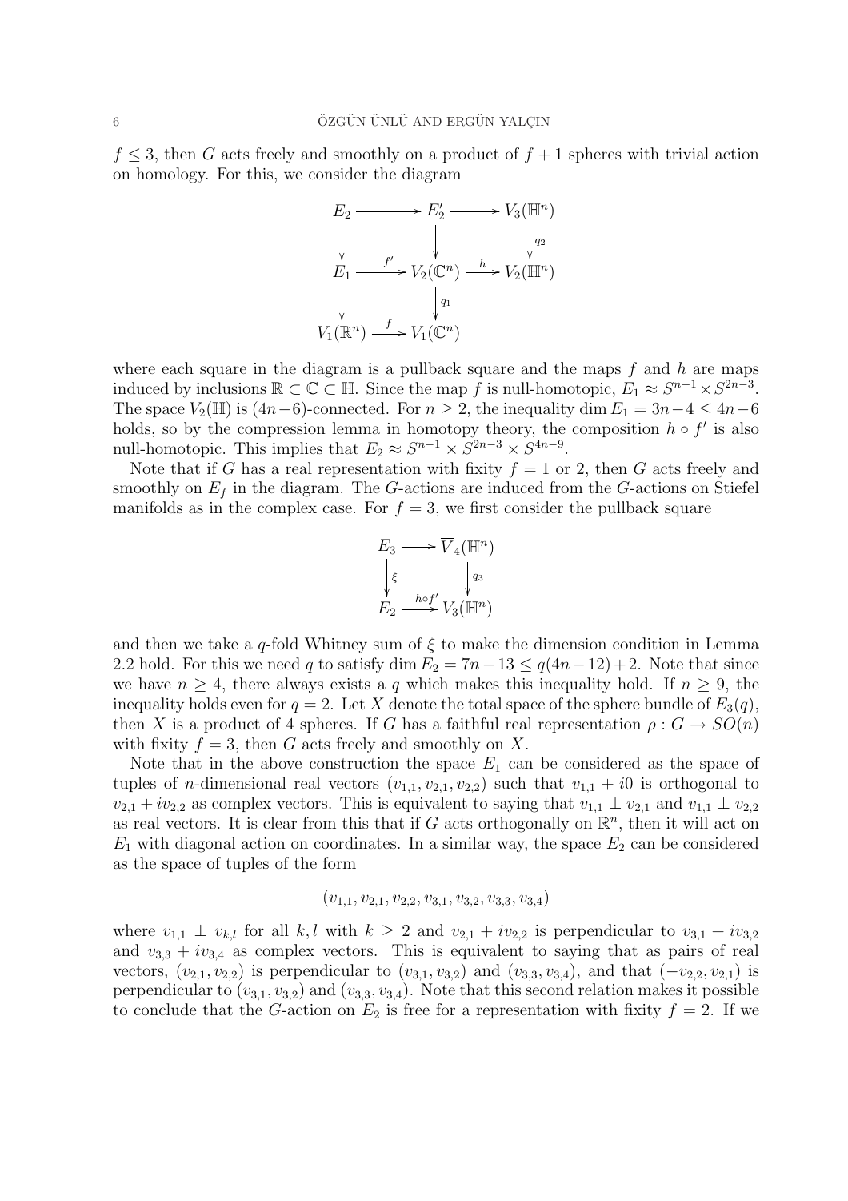$f \leq 3$, then $G$ acts freely and smoothly on a product of $f+1$ spheres with trivial action on homology. For this, we consider the diagram

$$
\begin{array}{ccccc}
E_2 & \longrightarrow & E_2' & \longrightarrow & V_3(\mathbb{H}^n) \\
\downarrow & & \downarrow & & \downarrow q_2 \\
E_1 & \xrightarrow{f'} & V_2(\mathbb{C}^n) & \xrightarrow{h} & V_2(\mathbb{H}^n) \\
\downarrow & & \downarrow q_1 & & \\
V_1(\mathbb{R}^n) & \xrightarrow{f} & V_1(\mathbb{C}^n) & &
\end{array}
$$

where each square in the diagram is a pullback square and the maps $f$ and $h$ are maps induced by inclusions $\mathbb{R} \subset \mathbb{C} \subset \mathbb{H}$. Since the map $f$ is null-homotopic, $E_1 \approx S^{n-1} \times S^{2n-3}$. The space $V_2(\mathbb{H})$ is $(4n-6)$-connected. For $n \geq 2$, the inequality $\dim E_1 = 3n-4 \leq 4n-6$ holds, so by the compression lemma in homotopy theory, the composition $h \circ f'$ is also null-homotopic. This implies that $E_2 \approx S^{n-1} \times S^{2n-3} \times S^{4n-9}$.

Note that if $G$ has a real representation with fixity $f = 1$ or $2$, then $G$ acts freely and smoothly on $E_f$ in the diagram. The $G$-actions are induced from the $G$-actions on Stiefel manifolds as in the complex case. For $f = 3$, we first consider the pullback square

$$
\begin{array}{ccc}
E_3 & \longrightarrow & \overline{V}_4(\mathbb{H}^n) \\
\downarrow \xi & & \downarrow q_3 \\
E_2 & \xrightarrow{h \circ f'} & V_3(\mathbb{H}^n)
\end{array}
$$

and then we take a $q$-fold Whitney sum of $\xi$ to make the dimension condition in Lemma 2.2 hold. For this we need $q$ to satisfy $\dim E_2 = 7n - 13 \leq q(4n-12) + 2$. Note that since we have $n \geq 4$, there always exists a $q$ which makes this inequality hold. If $n \geq 9$, the inequality holds even for $q = 2$. Let $X$ denote the total space of the sphere bundle of $E_3(q)$, then $X$ is a product of 4 spheres. If $G$ has a faithful real representation $\rho : G \to SO(n)$ with fixity $f = 3$, then $G$ acts freely and smoothly on $X$.

Note that in the above construction the space $E_1$ can be considered as the space of tuples of $n$-dimensional real vectors $(v_{1,1}, v_{2,1}, v_{2,2})$ such that $v_{1,1} + i0$ is orthogonal to $v_{2,1} + iv_{2,2}$ as complex vectors. This is equivalent to saying that $v_{1,1} \perp v_{2,1}$ and $v_{1,1} \perp v_{2,2}$ as real vectors. It is clear from this that if $G$ acts orthogonally on $\mathbb{R}^n$, then it will act on $E_1$ with diagonal action on coordinates. In a similar way, the space $E_2$ can be considered as the space of tuples of the form

$$(v_{1,1}, v_{2,1}, v_{2,2}, v_{3,1}, v_{3,2}, v_{3,3}, v_{3,4})$$

where $v_{1,1} \perp v_{k,l}$ for all $k, l$ with $k \geq 2$ and $v_{2,1} + iv_{2,2}$ is perpendicular to $v_{3,1} + iv_{3,2}$ and $v_{3,3} + iv_{3,4}$ as complex vectors. This is equivalent to saying that as pairs of real vectors, $(v_{2,1}, v_{2,2})$ is perpendicular to $(v_{3,1}, v_{3,2})$ and $(v_{3,3}, v_{3,4})$, and that $(-v_{2,2}, v_{2,1})$ is perpendicular to $(v_{3,1}, v_{3,2})$ and $(v_{3,3}, v_{3,4})$. Note that this second relation makes it possible to conclude that the $G$-action on $E_2$ is free for a representation with fixity $f = 2$. If we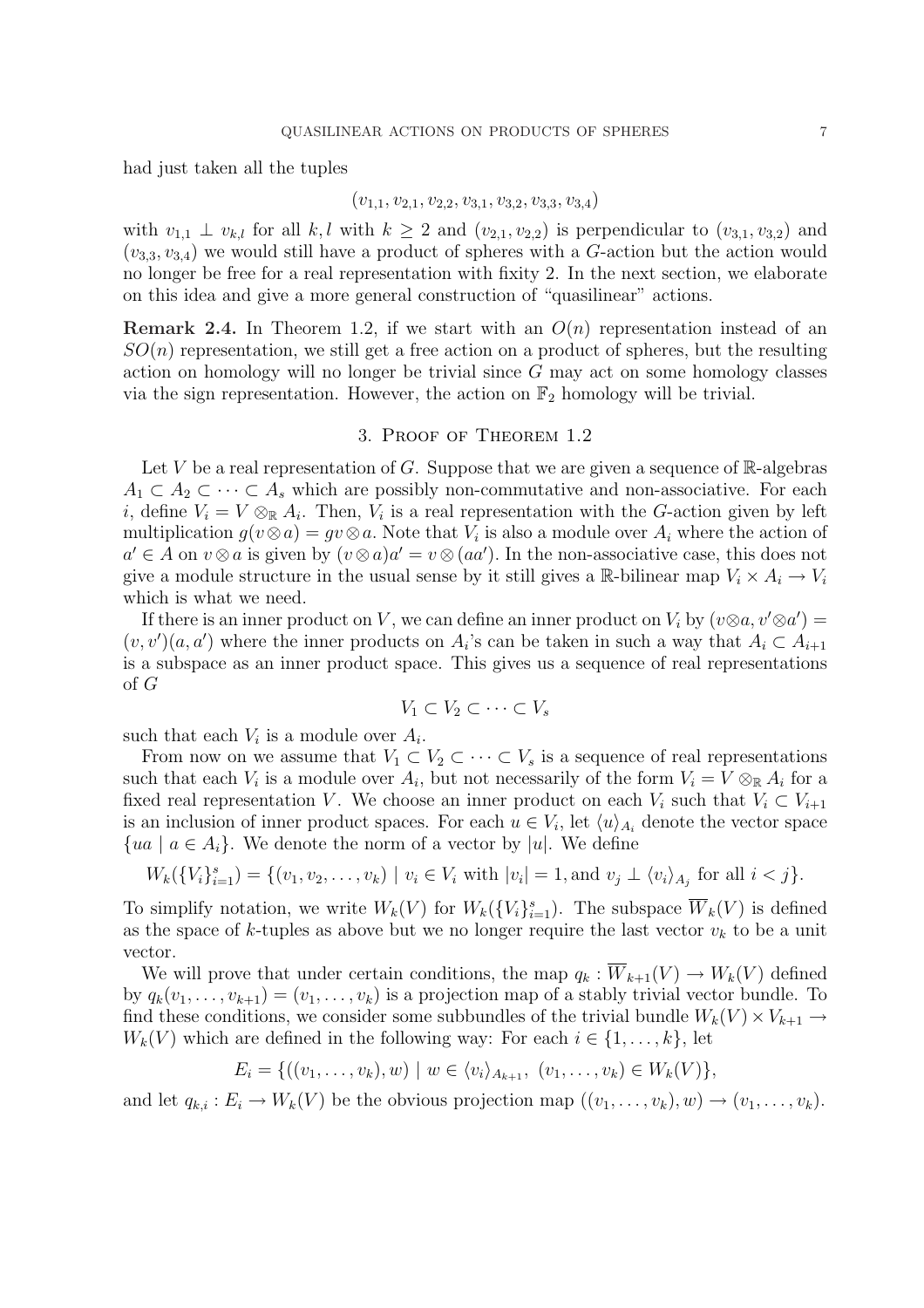had just taken all the tuples

$$(v_{1,1}, v_{2,1}, v_{2,2}, v_{3,1}, v_{3,2}, v_{3,3}, v_{3,4})$$

with $v_{1,1} \perp v_{k,l}$ for all $k, l$ with $k \geq 2$ and $(v_{2,1}, v_{2,2})$ is perpendicular to $(v_{3,1}, v_{3,2})$ and $(v_{3,3}, v_{3,4})$ we would still have a product of spheres with a $G$-action but the action would no longer be free for a real representation with fixity 2. In the next section, we elaborate on this idea and give a more general construction of "quasilinear" actions.

**Remark 2.4.** In Theorem 1.2, if we start with an $O(n)$ representation instead of an $SO(n)$ representation, we still get a free action on a product of spheres, but the resulting action on homology will no longer be trivial since $G$ may act on some homology classes via the sign representation. However, the action on $\mathbb{F}_2$ homology will be trivial.

## 3. Proof of Theorem 1.2

Let $V$ be a real representation of $G$. Suppose that we are given a sequence of $\mathbb{R}$-algebras $A_1 \subset A_2 \subset \cdots \subset A_s$ which are possibly non-commutative and non-associative. For each $i$, define $V_i = V \otimes_{\mathbb{R}} A_i$. Then, $V_i$ is a real representation with the $G$-action given by left multiplication $g(v \otimes a) = gv \otimes a$. Note that $V_i$ is also a module over $A_i$ where the action of $a' \in A$ on $v \otimes a$ is given by $(v \otimes a)a' = v \otimes (aa')$. In the non-associative case, this does not give a module structure in the usual sense by it still gives a $\mathbb{R}$-bilinear map $V_i \times A_i \to V_i$ which is what we need.

If there is an inner product on $V$, we can define an inner product on $V_i$ by $(v \otimes a, v' \otimes a') = (v, v')(a, a')$ where the inner products on $A_i$'s can be taken in such a way that $A_i \subset A_{i+1}$ is a subspace as an inner product space. This gives us a sequence of real representations of $G$

$$V_1 \subset V_2 \subset \cdots \subset V_s$$

such that each $V_i$ is a module over $A_i$.

From now on we assume that $V_1 \subset V_2 \subset \cdots \subset V_s$ is a sequence of real representations such that each $V_i$ is a module over $A_i$, but not necessarily of the form $V_i = V \otimes_{\mathbb{R}} A_i$ for a fixed real representation $V$. We choose an inner product on each $V_i$ such that $V_i \subset V_{i+1}$ is an inclusion of inner product spaces. For each $u \in V_i$, let $\langle u \rangle_{A_i}$ denote the vector space $\{ua \mid a \in A_i\}$. We denote the norm of a vector by $|u|$. We define

$$W_k(\{V_i\}_{i=1}^s) = \{(v_1, v_2, \ldots, v_k) \mid v_i \in V_i \text{ with } |v_i| = 1, \text{and } v_j \perp \langle v_i \rangle_{A_j} \text{ for all } i < j\}.$$

To simplify notation, we write $W_k(V)$ for $W_k(\{V_i\}_{i=1}^s)$. The subspace $\overline{W}_k(V)$ is defined as the space of $k$-tuples as above but we no longer require the last vector $v_k$ to be a unit vector.

We will prove that under certain conditions, the map $q_k : \overline{W}_{k+1}(V) \to W_k(V)$ defined by $q_k(v_1, \ldots, v_{k+1}) = (v_1, \ldots, v_k)$ is a projection map of a stably trivial vector bundle. To find these conditions, we consider some subbundles of the trivial bundle $W_k(V) \times V_{k+1} \to W_k(V)$ which are defined in the following way: For each $i \in \{1, \ldots, k\}$, let

$$E_i = \{((v_1, \ldots, v_k), w) \mid w \in \langle v_i \rangle_{A_{k+1}},\ (v_1, \ldots, v_k) \in W_k(V)\},$$

and let $q_{k,i} : E_i \to W_k(V)$ be the obvious projection map $((v_1, \ldots, v_k), w) \to (v_1, \ldots, v_k)$.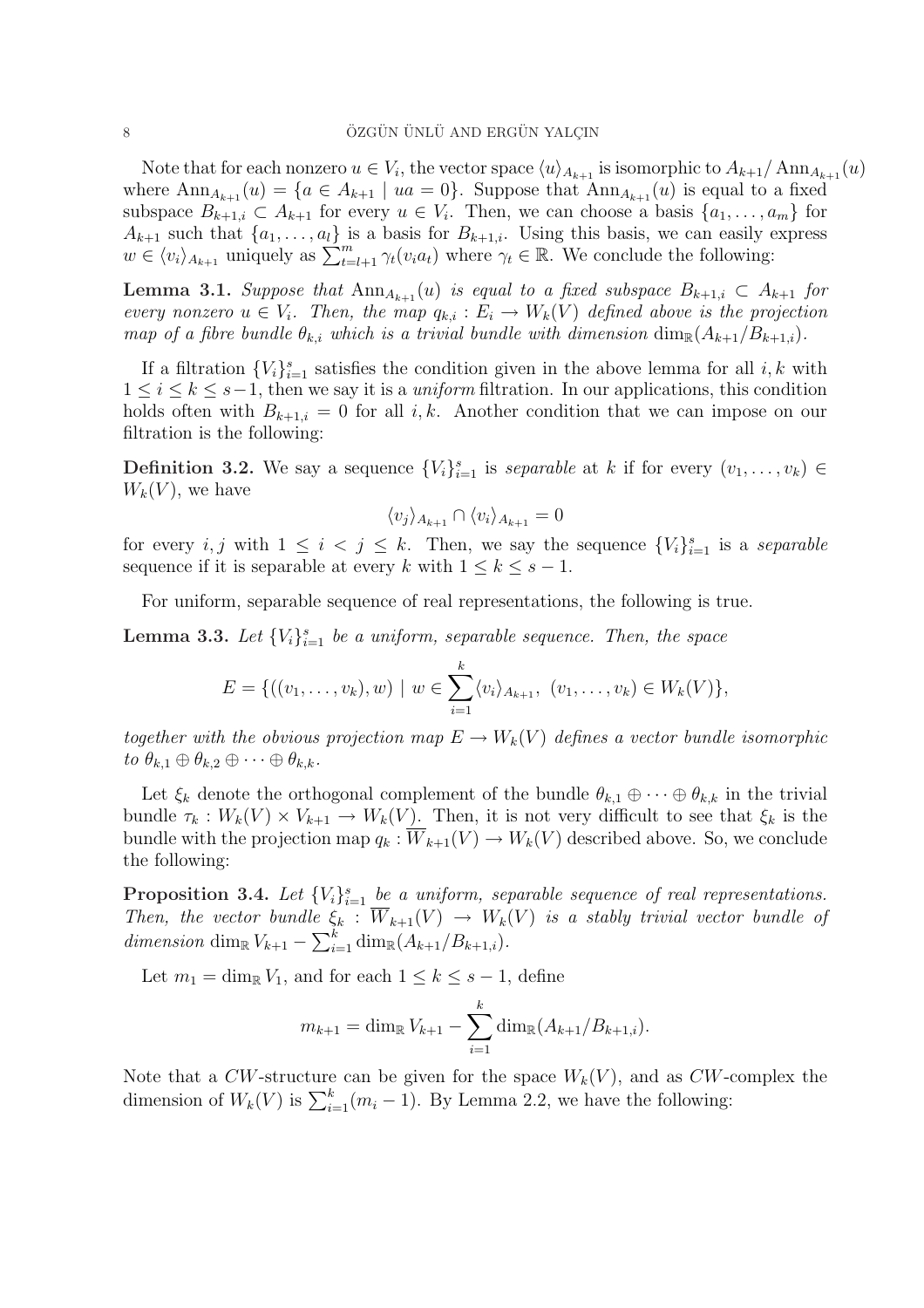Note that for each nonzero $u \in V_i$, the vector space $\langle u \rangle_{A_{k+1}}$ is isomorphic to $A_{k+1}/\operatorname{Ann}_{A_{k+1}}(u)$ where $\operatorname{Ann}_{A_{k+1}}(u) = \{a \in A_{k+1} \mid ua = 0\}$. Suppose that $\operatorname{Ann}_{A_{k+1}}(u)$ is equal to a fixed subspace $B_{k+1,i} \subset A_{k+1}$ for every $u \in V_i$. Then, we can choose a basis $\{a_1, \dots, a_m\}$ for $A_{k+1}$ such that $\{a_1, \dots, a_l\}$ is a basis for $B_{k+1,i}$. Using this basis, we can easily express $w \in \langle v_i \rangle_{A_{k+1}}$ uniquely as $\sum_{t=l+1}^{m} \gamma_t (v_i a_t)$ where $\gamma_t \in \mathbb{R}$. We conclude the following:

**Lemma 3.1.** *Suppose that $\operatorname{Ann}_{A_{k+1}}(u)$ is equal to a fixed subspace $B_{k+1,i} \subset A_{k+1}$ for every nonzero $u \in V_i$. Then, the map $q_{k,i} : E_i \to W_k(V)$ defined above is the projection map of a fibre bundle $\theta_{k,i}$ which is a trivial bundle with dimension $\dim_{\mathbb{R}}(A_{k+1}/B_{k+1,i})$.*

If a filtration $\{V_i\}_{i=1}^{s}$ satisfies the condition given in the above lemma for all $i, k$ with $1 \leq i \leq k \leq s-1$, then we say it is a *uniform* filtration. In our applications, this condition holds often with $B_{k+1,i} = 0$ for all $i, k$. Another condition that we can impose on our filtration is the following:

**Definition 3.2.** We say a sequence $\{V_i\}_{i=1}^{s}$ is *separable* at $k$ if for every $(v_1, \dots, v_k) \in W_k(V)$, we have

$$\langle v_j \rangle_{A_{k+1}} \cap \langle v_i \rangle_{A_{k+1}} = 0$$

for every $i, j$ with $1 \leq i < j \leq k$. Then, we say the sequence $\{V_i\}_{i=1}^{s}$ is a *separable* sequence if it is separable at every $k$ with $1 \leq k \leq s-1$.

For uniform, separable sequence of real representations, the following is true.

**Lemma 3.3.** *Let $\{V_i\}_{i=1}^{s}$ be a uniform, separable sequence. Then, the space*

$$E = \{((v_1, \dots, v_k), w) \mid w \in \sum_{i=1}^{k} \langle v_i \rangle_{A_{k+1}}, \ (v_1, \dots, v_k) \in W_k(V)\},$$

*together with the obvious projection map $E \to W_k(V)$ defines a vector bundle isomorphic to $\theta_{k,1} \oplus \theta_{k,2} \oplus \cdots \oplus \theta_{k,k}$.*

Let $\xi_k$ denote the orthogonal complement of the bundle $\theta_{k,1} \oplus \cdots \oplus \theta_{k,k}$ in the trivial bundle $\tau_k : W_k(V) \times V_{k+1} \to W_k(V)$. Then, it is not very difficult to see that $\xi_k$ is the bundle with the projection map $q_k : \overline{W}_{k+1}(V) \to W_k(V)$ described above. So, we conclude the following:

**Proposition 3.4.** *Let $\{V_i\}_{i=1}^{s}$ be a uniform, separable sequence of real representations. Then, the vector bundle $\xi_k : \overline{W}_{k+1}(V) \to W_k(V)$ is a stably trivial vector bundle of dimension $\dim_{\mathbb{R}} V_{k+1} - \sum_{i=1}^{k} \dim_{\mathbb{R}}(A_{k+1}/B_{k+1,i})$.*

Let $m_1 = \dim_{\mathbb{R}} V_1$, and for each $1 \leq k \leq s-1$, define

$$m_{k+1} = \dim_{\mathbb{R}} V_{k+1} - \sum_{i=1}^{k} \dim_{\mathbb{R}}(A_{k+1}/B_{k+1,i}).$$

Note that a $CW$-structure can be given for the space $W_k(V)$, and as $CW$-complex the dimension of $W_k(V)$ is $\sum_{i=1}^{k}(m_i - 1)$. By Lemma 2.2, we have the following: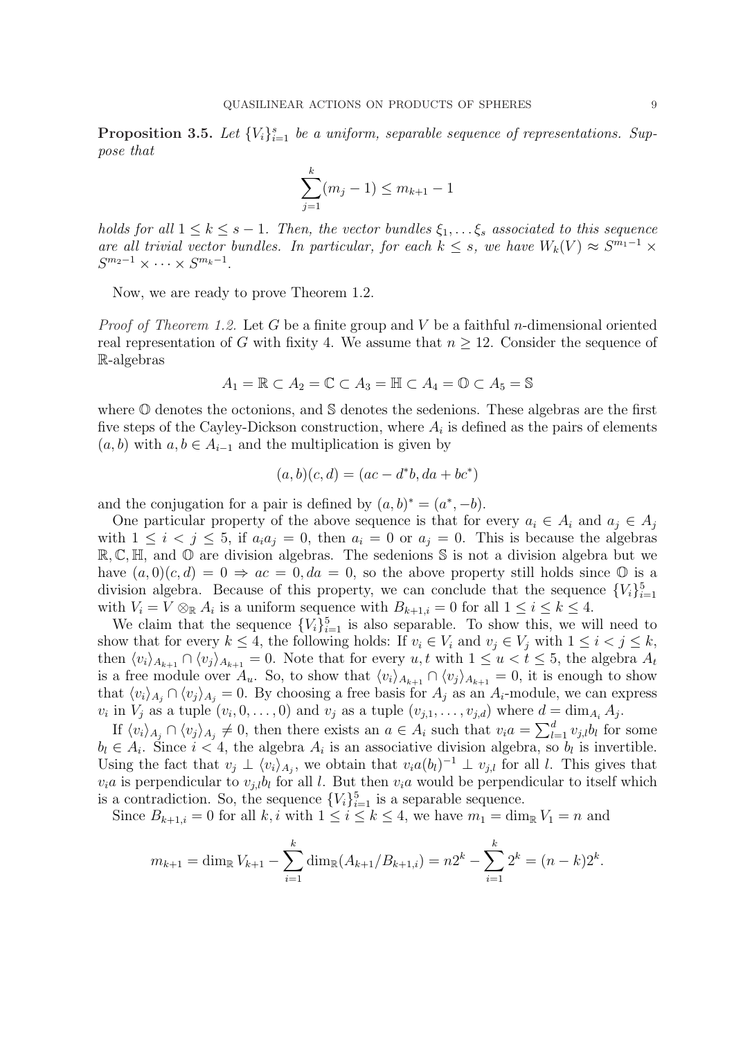**Proposition 3.5.** *Let $\{V_i\}_{i=1}^s$ be a uniform, separable sequence of representations. Suppose that*

$$\sum_{j=1}^{k}(m_j - 1) \leq m_{k+1} - 1$$

*holds for all $1 \leq k \leq s-1$. Then, the vector bundles $\xi_1, \dots \xi_s$ associated to this sequence are all trivial vector bundles. In particular, for each $k \leq s$, we have $W_k(V) \approx S^{m_1-1} \times S^{m_2-1} \times \cdots \times S^{m_k-1}$.*

Now, we are ready to prove Theorem 1.2.

*Proof of Theorem 1.2.* Let $G$ be a finite group and $V$ be a faithful $n$-dimensional oriented real representation of $G$ with fixity 4. We assume that $n \geq 12$. Consider the sequence of $\mathbb{R}$-algebras

$$A_1 = \mathbb{R} \subset A_2 = \mathbb{C} \subset A_3 = \mathbb{H} \subset A_4 = \mathbb{O} \subset A_5 = \mathbb{S}$$

where $\mathbb{O}$ denotes the octonions, and $\mathbb{S}$ denotes the sedenions. These algebras are the first five steps of the Cayley-Dickson construction, where $A_i$ is defined as the pairs of elements $(a, b)$ with $a, b \in A_{i-1}$ and the multiplication is given by

$$(a, b)(c, d) = (ac - d^*b, da + bc^*)$$

and the conjugation for a pair is defined by $(a, b)^* = (a^*, -b)$.

One particular property of the above sequence is that for every $a_i \in A_i$ and $a_j \in A_j$ with $1 \leq i < j \leq 5$, if $a_i a_j = 0$, then $a_i = 0$ or $a_j = 0$. This is because the algebras $\mathbb{R}, \mathbb{C}, \mathbb{H}$, and $\mathbb{O}$ are division algebras. The sedenions $\mathbb{S}$ is not a division algebra but we have $(a, 0)(c, d) = 0 \Rightarrow ac = 0, da = 0$, so the above property still holds since $\mathbb{O}$ is a division algebra. Because of this property, we can conclude that the sequence $\{V_i\}_{i=1}^5$ with $V_i = V \otimes_{\mathbb{R}} A_i$ is a uniform sequence with $B_{k+1,i} = 0$ for all $1 \leq i \leq k \leq 4$.

We claim that the sequence $\{V_i\}_{i=1}^5$ is also separable. To show this, we will need to show that for every $k \leq 4$, the following holds: If $v_i \in V_i$ and $v_j \in V_j$ with $1 \leq i < j \leq k$, then $\langle v_i \rangle_{A_{k+1}} \cap \langle v_j \rangle_{A_{k+1}} = 0$. Note that for every $u, t$ with $1 \leq u < t \leq 5$, the algebra $A_t$ is a free module over $A_u$. So, to show that $\langle v_i \rangle_{A_{k+1}} \cap \langle v_j \rangle_{A_{k+1}} = 0$, it is enough to show that $\langle v_i \rangle_{A_j} \cap \langle v_j \rangle_{A_j} = 0$. By choosing a free basis for $A_j$ as an $A_i$-module, we can express $v_i$ in $V_j$ as a tuple $(v_i, 0, \dots, 0)$ and $v_j$ as a tuple $(v_{j,1}, \dots, v_{j,d})$ where $d = \dim_{A_i} A_j$.

If $\langle v_i \rangle_{A_j} \cap \langle v_j \rangle_{A_j} \neq 0$, then there exists an $a \in A_i$ such that $v_i a = \sum_{l=1}^{d} v_{j,l} b_l$ for some $b_l \in A_i$. Since $i < 4$, the algebra $A_i$ is an associative division algebra, so $b_l$ is invertible. Using the fact that $v_j \perp \langle v_i \rangle_{A_j}$, we obtain that $v_i a (b_l)^{-1} \perp v_{j,l}$ for all $l$. This gives that $v_i a$ is perpendicular to $v_{j,l} b_l$ for all $l$. But then $v_i a$ would be perpendicular to itself which is a contradiction. So, the sequence $\{V_i\}_{i=1}^5$ is a separable sequence.

Since $B_{k+1,i} = 0$ for all $k, i$ with $1 \leq i \leq k \leq 4$, we have $m_1 = \dim_{\mathbb{R}} V_1 = n$ and

$$m_{k+1} = \dim_{\mathbb{R}} V_{k+1} - \sum_{i=1}^{k} \dim_{\mathbb{R}}(A_{k+1}/B_{k+1,i}) = n2^k - \sum_{i=1}^{k} 2^k = (n-k)2^k.$$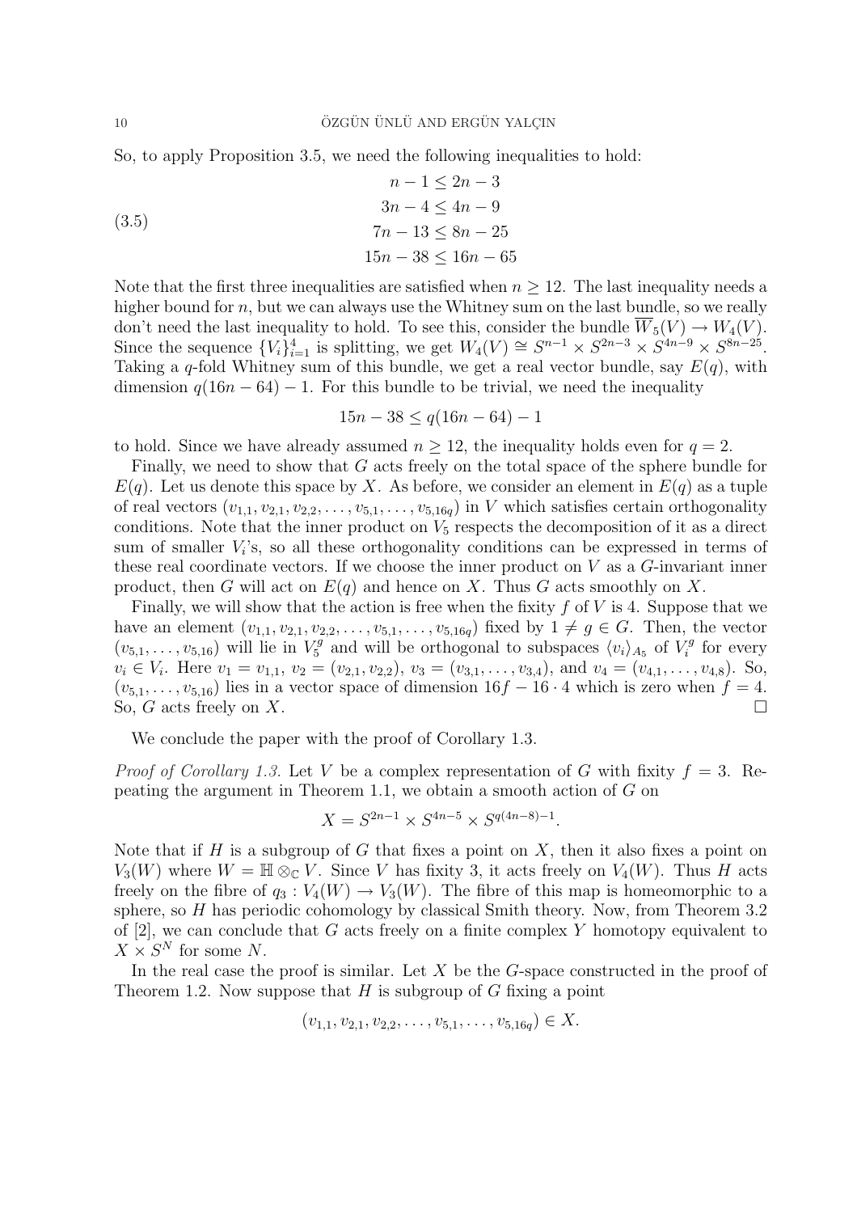So, to apply Proposition 3.5, we need the following inequalities to hold:

$$
\begin{aligned}
n-1 &\leq 2n-3 \\
3n-4 &\leq 4n-9 \\
7n-13 &\leq 8n-25 \\
15n-38 &\leq 16n-65
\end{aligned}
\tag{3.5}
$$

Note that the first three inequalities are satisfied when $n \geq 12$. The last inequality needs a higher bound for $n$, but we can always use the Whitney sum on the last bundle, so we really don't need the last inequality to hold. To see this, consider the bundle $\overline{W}_5(V) \to W_4(V)$. Since the sequence $\{V_i\}_{i=1}^4$ is splitting, we get $W_4(V) \cong S^{n-1} \times S^{2n-3} \times S^{4n-9} \times S^{8n-25}$. Taking a $q$-fold Whitney sum of this bundle, we get a real vector bundle, say $E(q)$, with dimension $q(16n-64)-1$. For this bundle to be trivial, we need the inequality

$$15n - 38 \leq q(16n-64) - 1$$

to hold. Since we have already assumed $n \geq 12$, the inequality holds even for $q = 2$.

Finally, we need to show that $G$ acts freely on the total space of the sphere bundle for $E(q)$. Let us denote this space by $X$. As before, we consider an element in $E(q)$ as a tuple of real vectors $(v_{1,1}, v_{2,1}, v_{2,2}, \dots, v_{5,1}, \dots, v_{5,16q})$ in $V$ which satisfies certain orthogonality conditions. Note that the inner product on $V_5$ respects the decomposition of it as a direct sum of smaller $V_i$'s, so all these orthogonality conditions can be expressed in terms of these real coordinate vectors. If we choose the inner product on $V$ as a $G$-invariant inner product, then $G$ will act on $E(q)$ and hence on $X$. Thus $G$ acts smoothly on $X$.

Finally, we will show that the action is free when the fixity $f$ of $V$ is 4. Suppose that we have an element $(v_{1,1}, v_{2,1}, v_{2,2}, \dots, v_{5,1}, \dots, v_{5,16q})$ fixed by $1 \neq g \in G$. Then, the vector $(v_{5,1}, \dots, v_{5,16})$ will lie in $V_5^g$ and will be orthogonal to subspaces $\langle v_i \rangle_{A_5}$ of $V_i^g$ for every $v_i \in V_i$. Here $v_1 = v_{1,1}$, $v_2 = (v_{2,1}, v_{2,2})$, $v_3 = (v_{3,1}, \dots, v_{3,4})$, and $v_4 = (v_{4,1}, \dots, v_{4,8})$. So, $(v_{5,1}, \dots, v_{5,16})$ lies in a vector space of dimension $16f - 16 \cdot 4$ which is zero when $f = 4$. So, $G$ acts freely on $X$. □

We conclude the paper with the proof of Corollary 1.3.

*Proof of Corollary 1.3.* Let $V$ be a complex representation of $G$ with fixity $f = 3$. Repeating the argument in Theorem 1.1, we obtain a smooth action of $G$ on

$$X = S^{2n-1} \times S^{4n-5} \times S^{q(4n-8)-1}.$$

Note that if $H$ is a subgroup of $G$ that fixes a point on $X$, then it also fixes a point on $V_3(W)$ where $W = \mathbb{H} \otimes_{\mathbb{C}} V$. Since $V$ has fixity 3, it acts freely on $V_4(W)$. Thus $H$ acts freely on the fibre of $q_3 : V_4(W) \to V_3(W)$. The fibre of this map is homeomorphic to a sphere, so $H$ has periodic cohomology by classical Smith theory. Now, from Theorem 3.2 of [2], we can conclude that $G$ acts freely on a finite complex $Y$ homotopy equivalent to $X \times S^N$ for some $N$.

In the real case the proof is similar. Let $X$ be the $G$-space constructed in the proof of Theorem 1.2. Now suppose that $H$ is subgroup of $G$ fixing a point

$$(v_{1,1}, v_{2,1}, v_{2,2}, \dots, v_{5,1}, \dots, v_{5,16q}) \in X.$$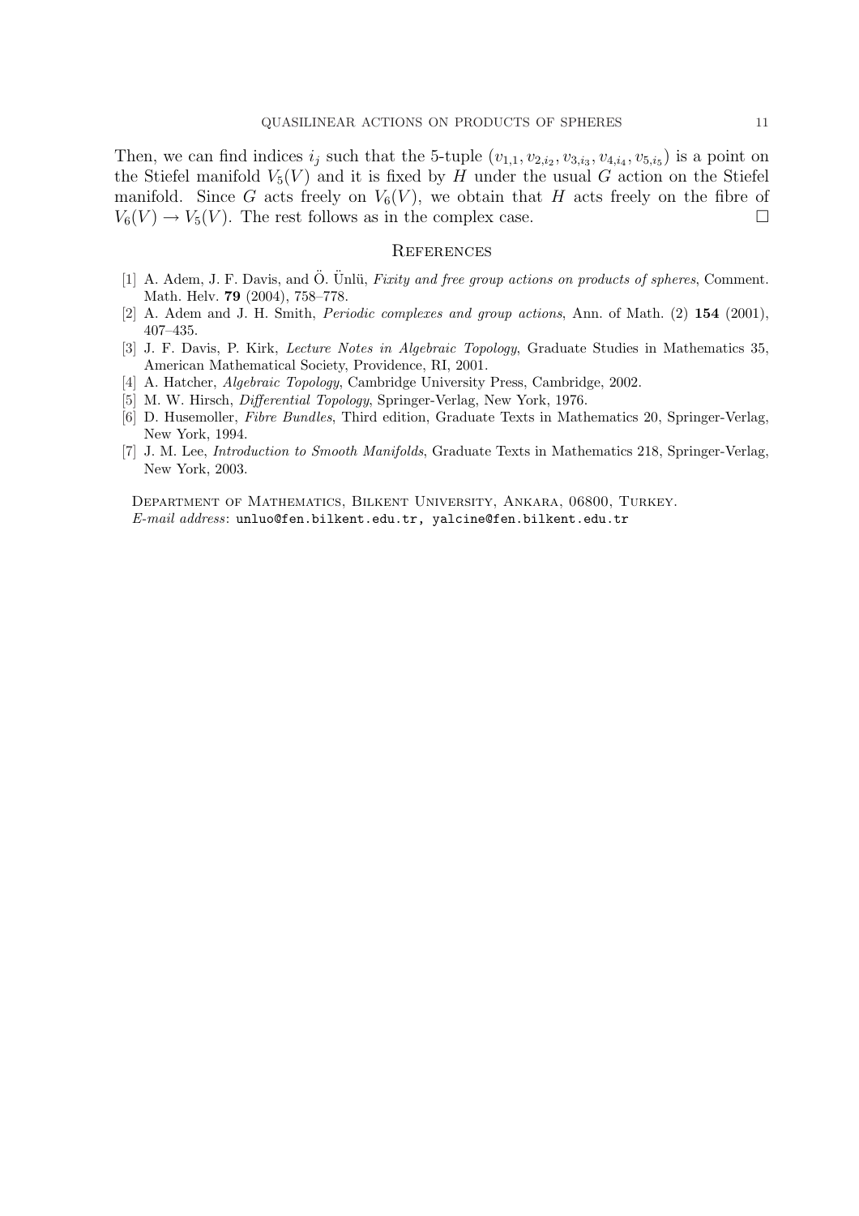Then, we can find indices $i_j$ such that the 5-tuple $(v_{1,1}, v_{2,i_2}, v_{3,i_3}, v_{4,i_4}, v_{5,i_5})$ is a point on the Stiefel manifold $V_5(V)$ and it is fixed by $H$ under the usual $G$ action on the Stiefel manifold. Since $G$ acts freely on $V_6(V)$, we obtain that $H$ acts freely on the fibre of $V_6(V) \to V_5(V)$. The rest follows as in the complex case. □

## References

[1] A. Adem, J. F. Davis, and Ö. Ünlü, *Fixity and free group actions on products of spheres*, Comment. Math. Helv. **79** (2004), 758–778.

[2] A. Adem and J. H. Smith, *Periodic complexes and group actions*, Ann. of Math. (2) **154** (2001), 407–435.

[3] J. F. Davis, P. Kirk, *Lecture Notes in Algebraic Topology*, Graduate Studies in Mathematics 35, American Mathematical Society, Providence, RI, 2001.

[4] A. Hatcher, *Algebraic Topology*, Cambridge University Press, Cambridge, 2002.

[5] M. W. Hirsch, *Differential Topology*, Springer-Verlag, New York, 1976.

[6] D. Husemoller, *Fibre Bundles*, Third edition, Graduate Texts in Mathematics 20, Springer-Verlag, New York, 1994.

[7] J. M. Lee, *Introduction to Smooth Manifolds*, Graduate Texts in Mathematics 218, Springer-Verlag, New York, 2003.

Department of Mathematics, Bilkent University, Ankara, 06800, Turkey.
*E-mail address*: unluo@fen.bilkent.edu.tr, yalcine@fen.bilkent.edu.tr